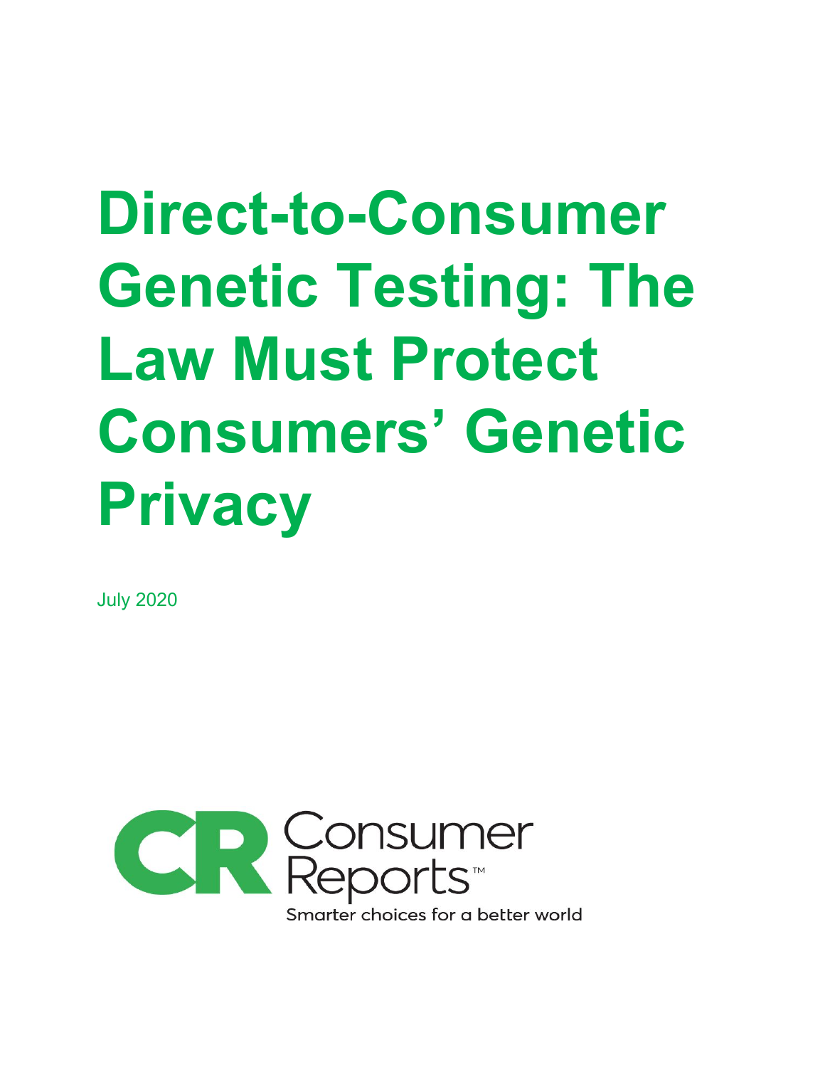# Direct-to-Consumer Genetic Testing: The Law Must Protect Consumers' Genetic Privacy

July 2020

Consumer Reports™

Smarter choices for a better world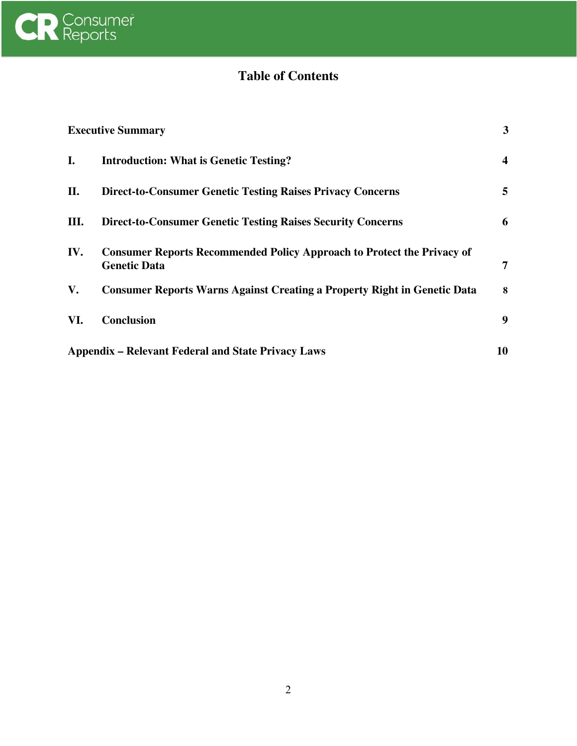# Table of Contents

| | | |
|---|---|---|
| **Executive Summary** | | **3** |
| **I.** | **Introduction: What is Genetic Testing?** | **4** |
| **II.** | **Direct-to-Consumer Genetic Testing Raises Privacy Concerns** | **5** |
| **III.** | **Direct-to-Consumer Genetic Testing Raises Security Concerns** | **6** |
| **IV.** | **Consumer Reports Recommended Policy Approach to Protect the Privacy of Genetic Data** | **7** |
| **V.** | **Consumer Reports Warns Against Creating a Property Right in Genetic Data** | **8** |
| **VI.** | **Conclusion** | **9** |
| **Appendix – Relevant Federal and State Privacy Laws** | | **10** |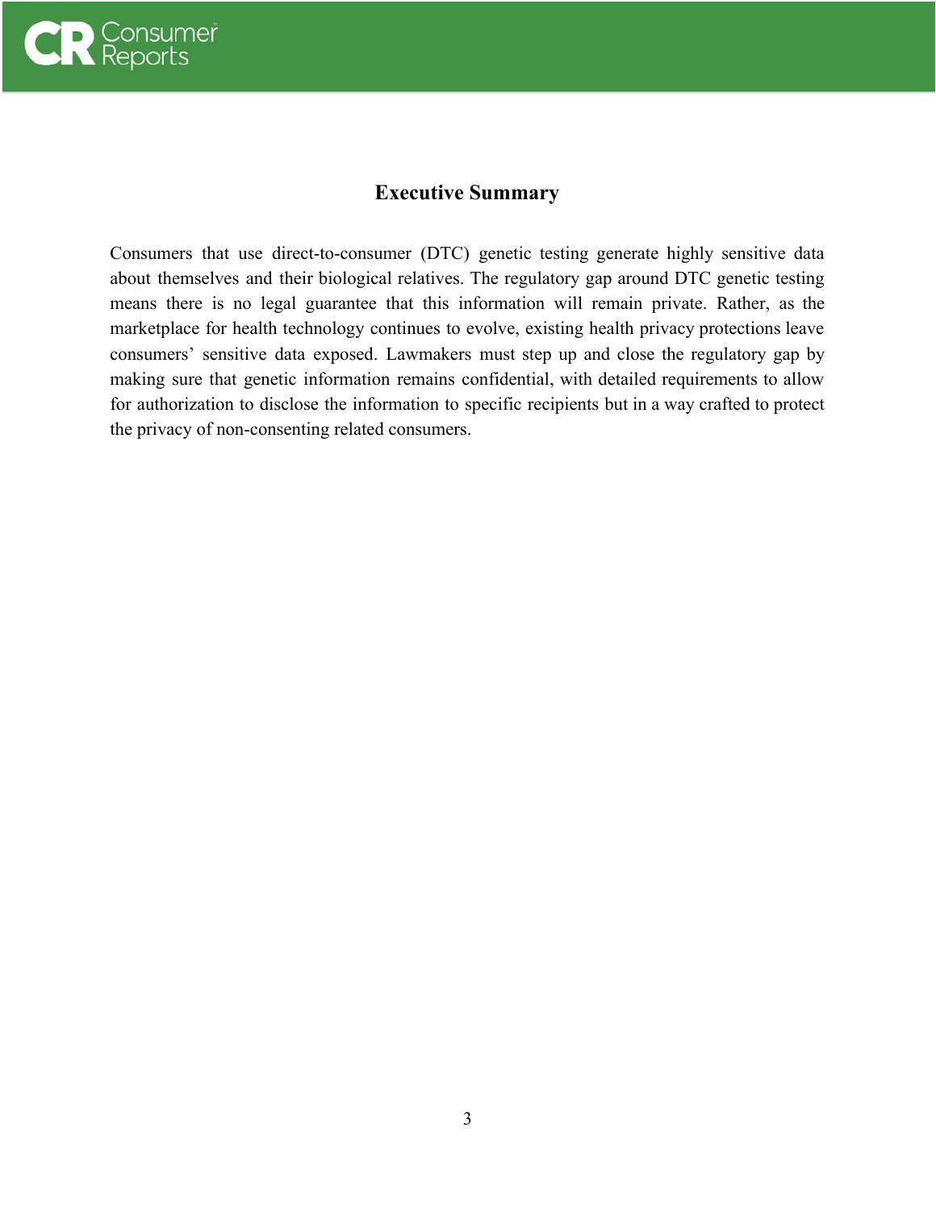## Executive Summary

Consumers that use direct-to-consumer (DTC) genetic testing generate highly sensitive data about themselves and their biological relatives. The regulatory gap around DTC genetic testing means there is no legal guarantee that this information will remain private. Rather, as the marketplace for health technology continues to evolve, existing health privacy protections leave consumers' sensitive data exposed. Lawmakers must step up and close the regulatory gap by making sure that genetic information remains confidential, with detailed requirements to allow for authorization to disclose the information to specific recipients but in a way crafted to protect the privacy of non-consenting related consumers.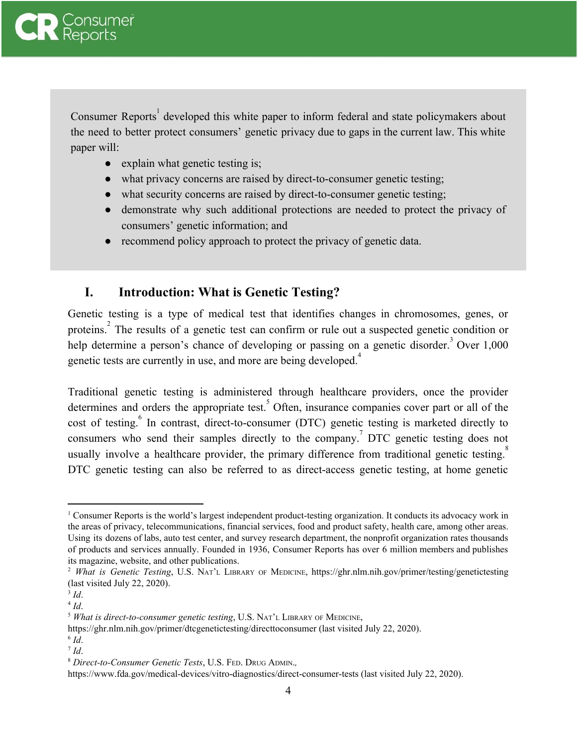Consumer Reports[1] developed this white paper to inform federal and state policymakers about the need to better protect consumers' genetic privacy due to gaps in the current law. This white paper will:

- explain what genetic testing is;
- what privacy concerns are raised by direct-to-consumer genetic testing;
- what security concerns are raised by direct-to-consumer genetic testing;
- demonstrate why such additional protections are needed to protect the privacy of consumers' genetic information; and
- recommend policy approach to protect the privacy of genetic data.

## I. Introduction: What is Genetic Testing?

Genetic testing is a type of medical test that identifies changes in chromosomes, genes, or proteins.[2] The results of a genetic test can confirm or rule out a suspected genetic condition or help determine a person's chance of developing or passing on a genetic disorder.[3] Over 1,000 genetic tests are currently in use, and more are being developed.[4]

Traditional genetic testing is administered through healthcare providers, once the provider determines and orders the appropriate test.[5] Often, insurance companies cover part or all of the cost of testing.[6] In contrast, direct-to-consumer (DTC) genetic testing is marketed directly to consumers who send their samples directly to the company.[7] DTC genetic testing does not usually involve a healthcare provider, the primary difference from traditional genetic testing.[8] DTC genetic testing can also be referred to as direct-access genetic testing, at home genetic

---

[1] Consumer Reports is the world's largest independent product-testing organization. It conducts its advocacy work in the areas of privacy, telecommunications, financial services, food and product safety, health care, among other areas. Using its dozens of labs, auto test center, and survey research department, the nonprofit organization rates thousands of products and services annually. Founded in 1936, Consumer Reports has over 6 million members and publishes its magazine, website, and other publications.

[2] *What is Genetic Testing*, U.S. Nat'l Library of Medicine, https://ghr.nlm.nih.gov/primer/testing/genetictesting (last visited July 22, 2020).

[3] *Id*.

[4] *Id*.

[5] *What is direct-to-consumer genetic testing*, U.S. Nat'l Library of Medicine, https://ghr.nlm.nih.gov/primer/dtcgenetictesting/directtoconsumer (last visited July 22, 2020).

[6] *Id*.

[7] *Id*.

[8] *Direct-to-Consumer Genetic Tests*, U.S. Fed. Drug Admin., https://www.fda.gov/medical-devices/vitro-diagnostics/direct-consumer-tests (last visited July 22, 2020).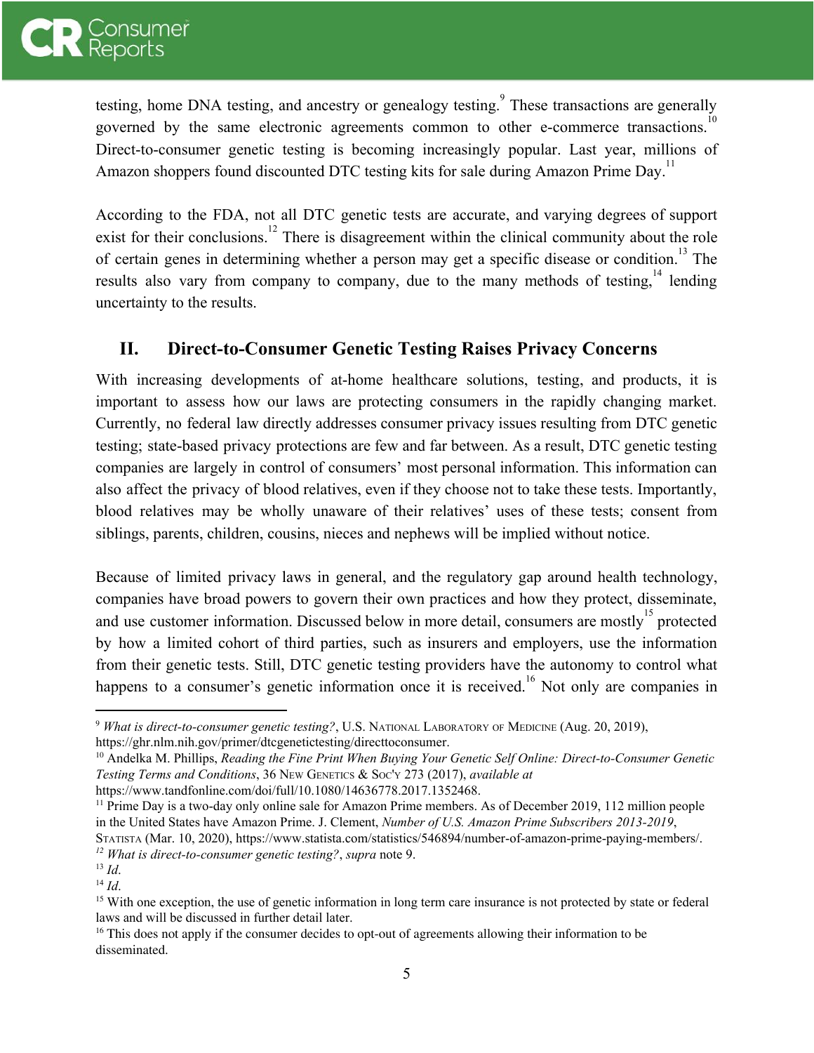testing, home DNA testing, and ancestry or genealogy testing.[9] These transactions are generally governed by the same electronic agreements common to other e-commerce transactions.[10] Direct-to-consumer genetic testing is becoming increasingly popular. Last year, millions of Amazon shoppers found discounted DTC testing kits for sale during Amazon Prime Day.[11]

According to the FDA, not all DTC genetic tests are accurate, and varying degrees of support exist for their conclusions.[12] There is disagreement within the clinical community about the role of certain genes in determining whether a person may get a specific disease or condition.[13] The results also vary from company to company, due to the many methods of testing,[14] lending uncertainty to the results.

## II. Direct-to-Consumer Genetic Testing Raises Privacy Concerns

With increasing developments of at-home healthcare solutions, testing, and products, it is important to assess how our laws are protecting consumers in the rapidly changing market. Currently, no federal law directly addresses consumer privacy issues resulting from DTC genetic testing; state-based privacy protections are few and far between. As a result, DTC genetic testing companies are largely in control of consumers' most personal information. This information can also affect the privacy of blood relatives, even if they choose not to take these tests. Importantly, blood relatives may be wholly unaware of their relatives' uses of these tests; consent from siblings, parents, children, cousins, nieces and nephews will be implied without notice.

Because of limited privacy laws in general, and the regulatory gap around health technology, companies have broad powers to govern their own practices and how they protect, disseminate, and use customer information. Discussed below in more detail, consumers are mostly[15] protected by how a limited cohort of third parties, such as insurers and employers, use the information from their genetic tests. Still, DTC genetic testing providers have the autonomy to control what happens to a consumer's genetic information once it is received.[16] Not only are companies in

---

[9] *What is direct-to-consumer genetic testing?*, U.S. National Laboratory of Medicine (Aug. 20, 2019), https://ghr.nlm.nih.gov/primer/dtcgenetictesting/directtoconsumer.

[10] Andelka M. Phillips, *Reading the Fine Print When Buying Your Genetic Self Online: Direct-to-Consumer Genetic Testing Terms and Conditions*, 36 New Genetics & Soc'y 273 (2017), *available at* https://www.tandfonline.com/doi/full/10.1080/14636778.2017.1352468.

[11] Prime Day is a two-day only online sale for Amazon Prime members. As of December 2019, 112 million people in the United States have Amazon Prime. J. Clement, *Number of U.S. Amazon Prime Subscribers 2013-2019*, Statista (Mar. 10, 2020), https://www.statista.com/statistics/546894/number-of-amazon-prime-paying-members/.

[12] *What is direct-to-consumer genetic testing?*, *supra* note 9.

[13] *Id*.

[14] *Id*.

[15] With one exception, the use of genetic information in long term care insurance is not protected by state or federal laws and will be discussed in further detail later.

[16] This does not apply if the consumer decides to opt-out of agreements allowing their information to be disseminated.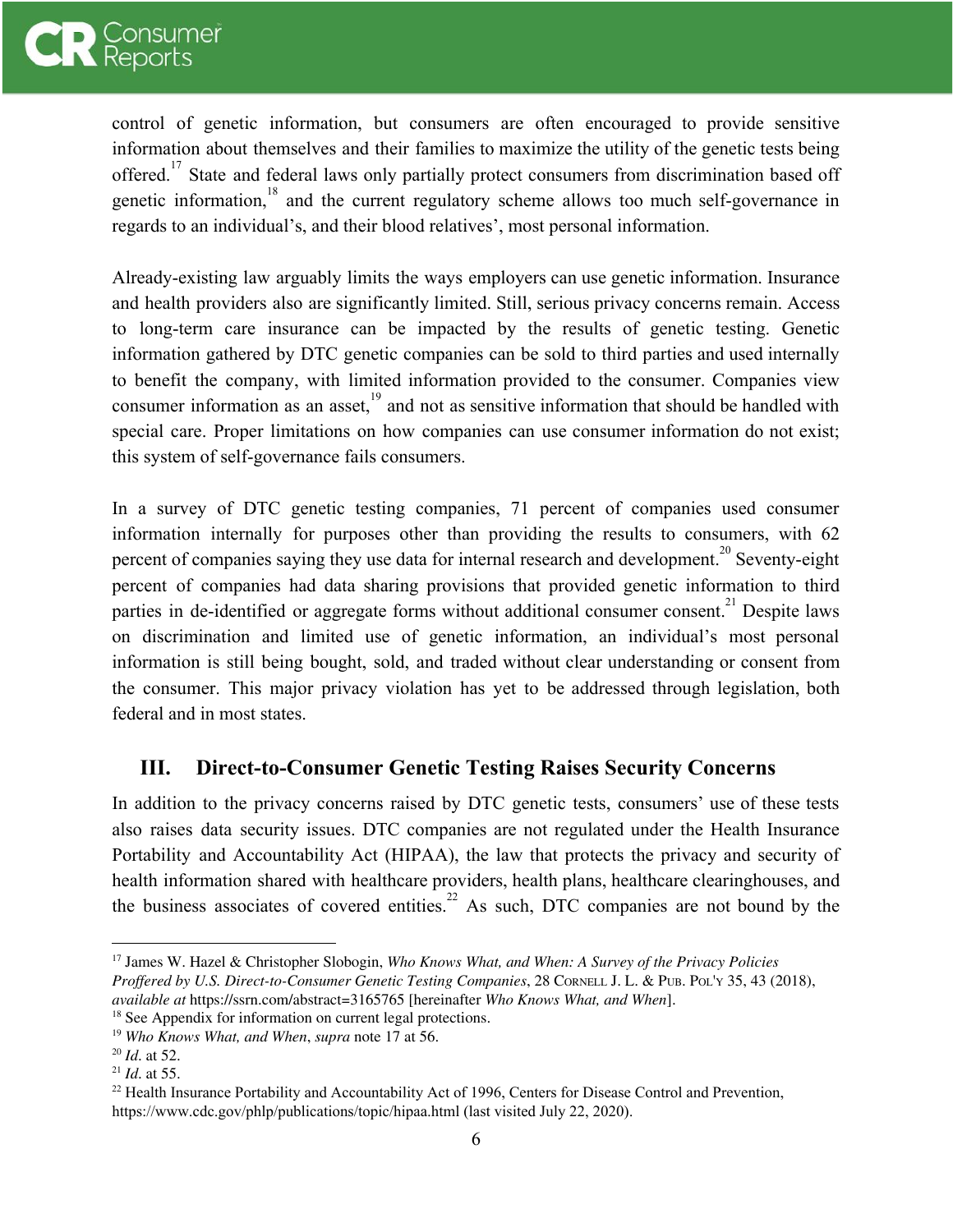control of genetic information, but consumers are often encouraged to provide sensitive information about themselves and their families to maximize the utility of the genetic tests being offered.[17] State and federal laws only partially protect consumers from discrimination based off genetic information,[18] and the current regulatory scheme allows too much self-governance in regards to an individual's, and their blood relatives', most personal information.

Already-existing law arguably limits the ways employers can use genetic information. Insurance and health providers also are significantly limited. Still, serious privacy concerns remain. Access to long-term care insurance can be impacted by the results of genetic testing. Genetic information gathered by DTC genetic companies can be sold to third parties and used internally to benefit the company, with limited information provided to the consumer. Companies view consumer information as an asset,[19] and not as sensitive information that should be handled with special care. Proper limitations on how companies can use consumer information do not exist; this system of self-governance fails consumers.

In a survey of DTC genetic testing companies, 71 percent of companies used consumer information internally for purposes other than providing the results to consumers, with 62 percent of companies saying they use data for internal research and development.[20] Seventy-eight percent of companies had data sharing provisions that provided genetic information to third parties in de-identified or aggregate forms without additional consumer consent.[21] Despite laws on discrimination and limited use of genetic information, an individual's most personal information is still being bought, sold, and traded without clear understanding or consent from the consumer. This major privacy violation has yet to be addressed through legislation, both federal and in most states.

## III. Direct-to-Consumer Genetic Testing Raises Security Concerns

In addition to the privacy concerns raised by DTC genetic tests, consumers' use of these tests also raises data security issues. DTC companies are not regulated under the Health Insurance Portability and Accountability Act (HIPAA), the law that protects the privacy and security of health information shared with healthcare providers, health plans, healthcare clearinghouses, and the business associates of covered entities.[22] As such, DTC companies are not bound by the

---

[17] James W. Hazel & Christopher Slobogin, *Who Knows What, and When: A Survey of the Privacy Policies Proffered by U.S. Direct-to-Consumer Genetic Testing Companies*, 28 Cornell J. L. & Pub. Pol'y 35, 43 (2018), *available at* https://ssrn.com/abstract=3165765 [hereinafter *Who Knows What, and When*].

[18] See Appendix for information on current legal protections.

[19] *Who Knows What, and When*, *supra* note 17 at 56.

[20] *Id*. at 52.

[21] *Id*. at 55.

[22] Health Insurance Portability and Accountability Act of 1996, Centers for Disease Control and Prevention, https://www.cdc.gov/phlp/publications/topic/hipaa.html (last visited July 22, 2020).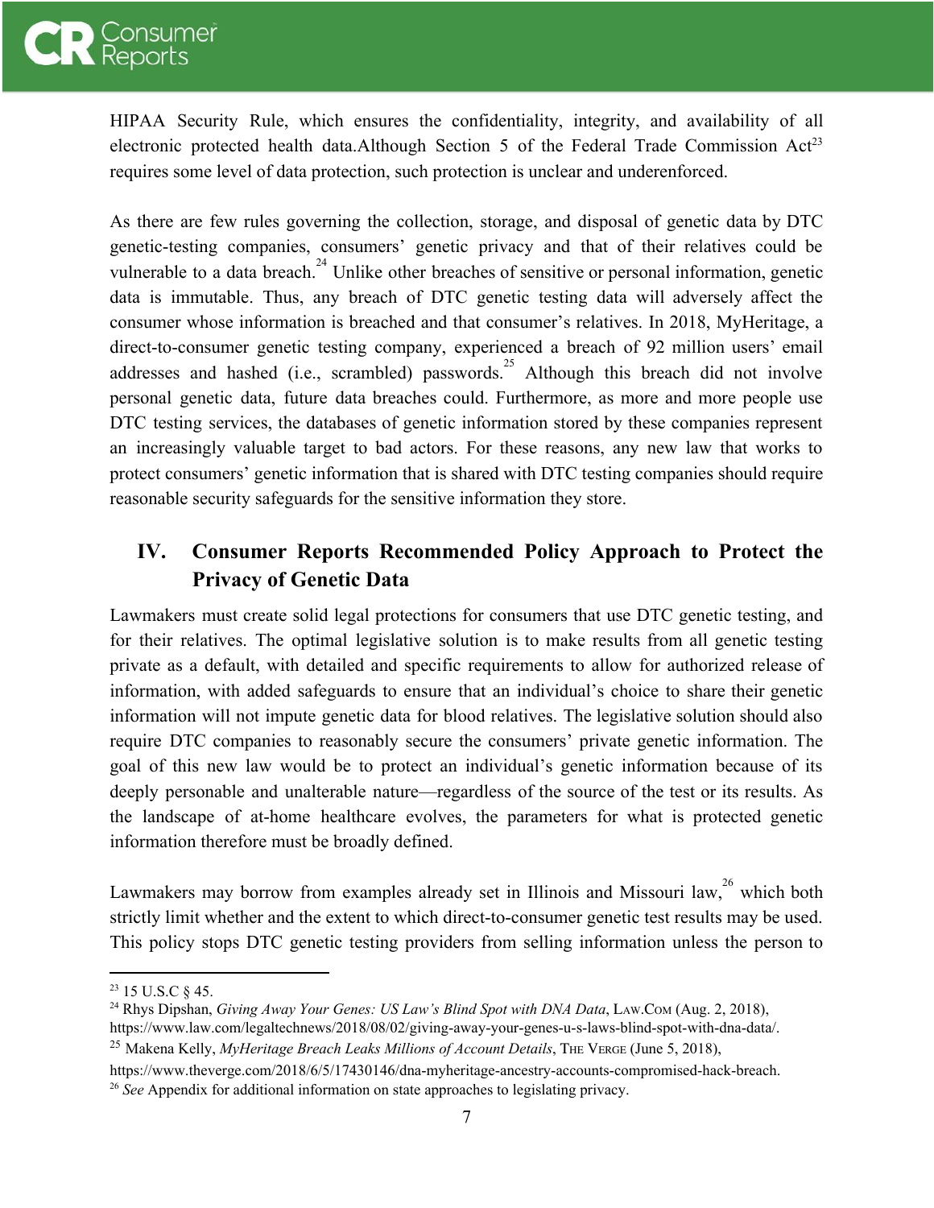HIPAA Security Rule, which ensures the confidentiality, integrity, and availability of all electronic protected health data.Although Section 5 of the Federal Trade Commission Act[23] requires some level of data protection, such protection is unclear and underenforced.

As there are few rules governing the collection, storage, and disposal of genetic data by DTC genetic-testing companies, consumers' genetic privacy and that of their relatives could be vulnerable to a data breach.[24] Unlike other breaches of sensitive or personal information, genetic data is immutable. Thus, any breach of DTC genetic testing data will adversely affect the consumer whose information is breached and that consumer's relatives. In 2018, MyHeritage, a direct-to-consumer genetic testing company, experienced a breach of 92 million users' email addresses and hashed (i.e., scrambled) passwords.[25] Although this breach did not involve personal genetic data, future data breaches could. Furthermore, as more and more people use DTC testing services, the databases of genetic information stored by these companies represent an increasingly valuable target to bad actors. For these reasons, any new law that works to protect consumers' genetic information that is shared with DTC testing companies should require reasonable security safeguards for the sensitive information they store.

## IV. Consumer Reports Recommended Policy Approach to Protect the Privacy of Genetic Data

Lawmakers must create solid legal protections for consumers that use DTC genetic testing, and for their relatives. The optimal legislative solution is to make results from all genetic testing private as a default, with detailed and specific requirements to allow for authorized release of information, with added safeguards to ensure that an individual's choice to share their genetic information will not impute genetic data for blood relatives. The legislative solution should also require DTC companies to reasonably secure the consumers' private genetic information. The goal of this new law would be to protect an individual's genetic information because of its deeply personable and unalterable nature—regardless of the source of the test or its results. As the landscape of at-home healthcare evolves, the parameters for what is protected genetic information therefore must be broadly defined.

Lawmakers may borrow from examples already set in Illinois and Missouri law,[26] which both strictly limit whether and the extent to which direct-to-consumer genetic test results may be used. This policy stops DTC genetic testing providers from selling information unless the person to

---

[23] 15 U.S.C § 45.

[24] Rhys Dipshan, *Giving Away Your Genes: US Law's Blind Spot with DNA Data*, Law.Com (Aug. 2, 2018), https://www.law.com/legaltechnews/2018/08/02/giving-away-your-genes-u-s-laws-blind-spot-with-dna-data/.

[25] Makena Kelly, *MyHeritage Breach Leaks Millions of Account Details*, The Verge (June 5, 2018), https://www.theverge.com/2018/6/5/17430146/dna-myheritage-ancestry-accounts-compromised-hack-breach.

[26] *See* Appendix for additional information on state approaches to legislating privacy.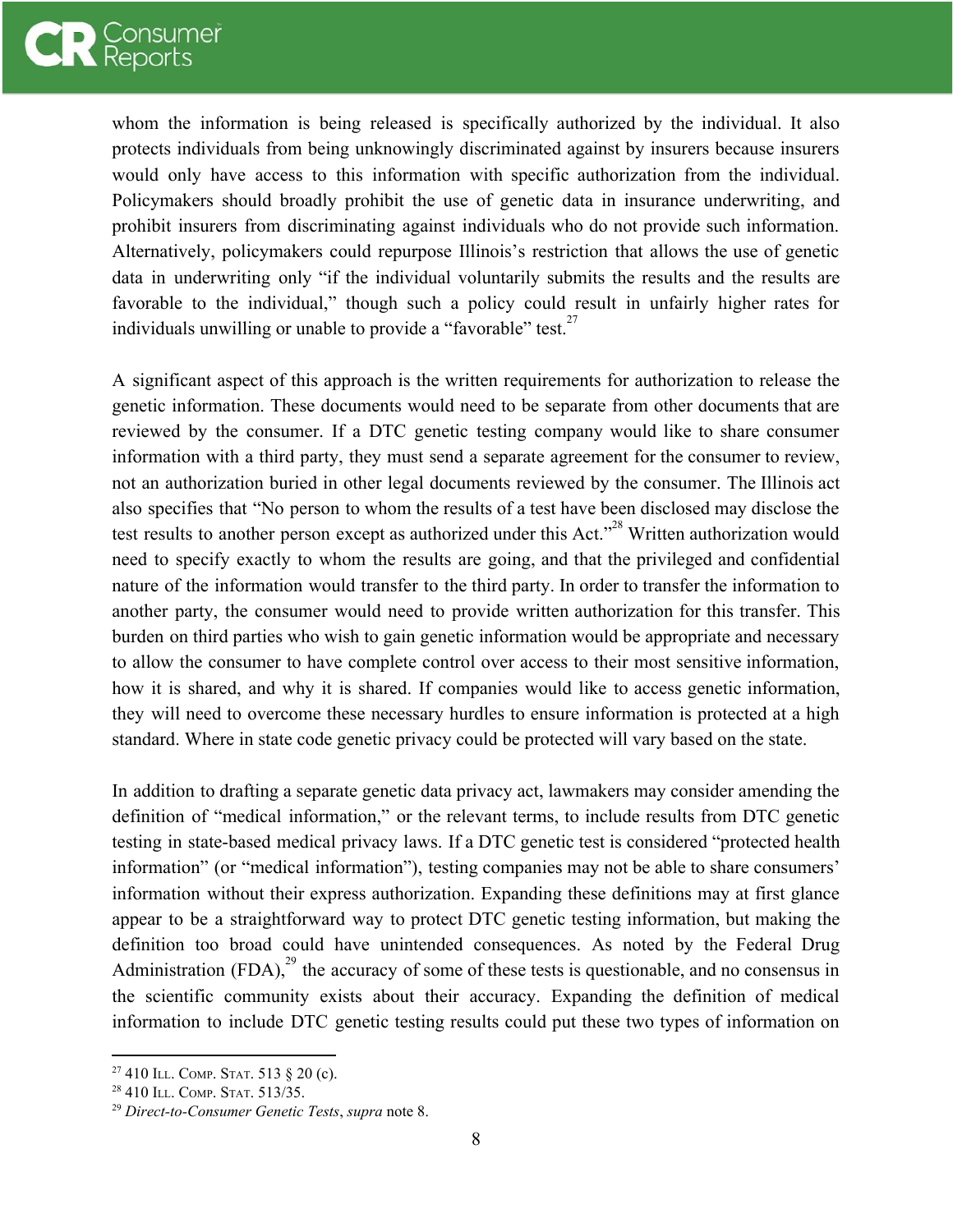whom the information is being released is specifically authorized by the individual. It also protects individuals from being unknowingly discriminated against by insurers because insurers would only have access to this information with specific authorization from the individual. Policymakers should broadly prohibit the use of genetic data in insurance underwriting, and prohibit insurers from discriminating against individuals who do not provide such information. Alternatively, policymakers could repurpose Illinois's restriction that allows the use of genetic data in underwriting only "if the individual voluntarily submits the results and the results are favorable to the individual," though such a policy could result in unfairly higher rates for individuals unwilling or unable to provide a "favorable" test.[27]

A significant aspect of this approach is the written requirements for authorization to release the genetic information. These documents would need to be separate from other documents that are reviewed by the consumer. If a DTC genetic testing company would like to share consumer information with a third party, they must send a separate agreement for the consumer to review, not an authorization buried in other legal documents reviewed by the consumer. The Illinois act also specifies that "No person to whom the results of a test have been disclosed may disclose the test results to another person except as authorized under this Act."[28] Written authorization would need to specify exactly to whom the results are going, and that the privileged and confidential nature of the information would transfer to the third party. In order to transfer the information to another party, the consumer would need to provide written authorization for this transfer. This burden on third parties who wish to gain genetic information would be appropriate and necessary to allow the consumer to have complete control over access to their most sensitive information, how it is shared, and why it is shared. If companies would like to access genetic information, they will need to overcome these necessary hurdles to ensure information is protected at a high standard. Where in state code genetic privacy could be protected will vary based on the state.

In addition to drafting a separate genetic data privacy act, lawmakers may consider amending the definition of "medical information," or the relevant terms, to include results from DTC genetic testing in state-based medical privacy laws. If a DTC genetic test is considered "protected health information" (or "medical information"), testing companies may not be able to share consumers' information without their express authorization. Expanding these definitions may at first glance appear to be a straightforward way to protect DTC genetic testing information, but making the definition too broad could have unintended consequences. As noted by the Federal Drug Administration (FDA),[29] the accuracy of some of these tests is questionable, and no consensus in the scientific community exists about their accuracy. Expanding the definition of medical information to include DTC genetic testing results could put these two types of information on

---

[27] 410 ILL. COMP. STAT. 513 § 20 (c).

[28] 410 ILL. COMP. STAT. 513/35.

[29] *Direct-to-Consumer Genetic Tests*, *supra* note 8.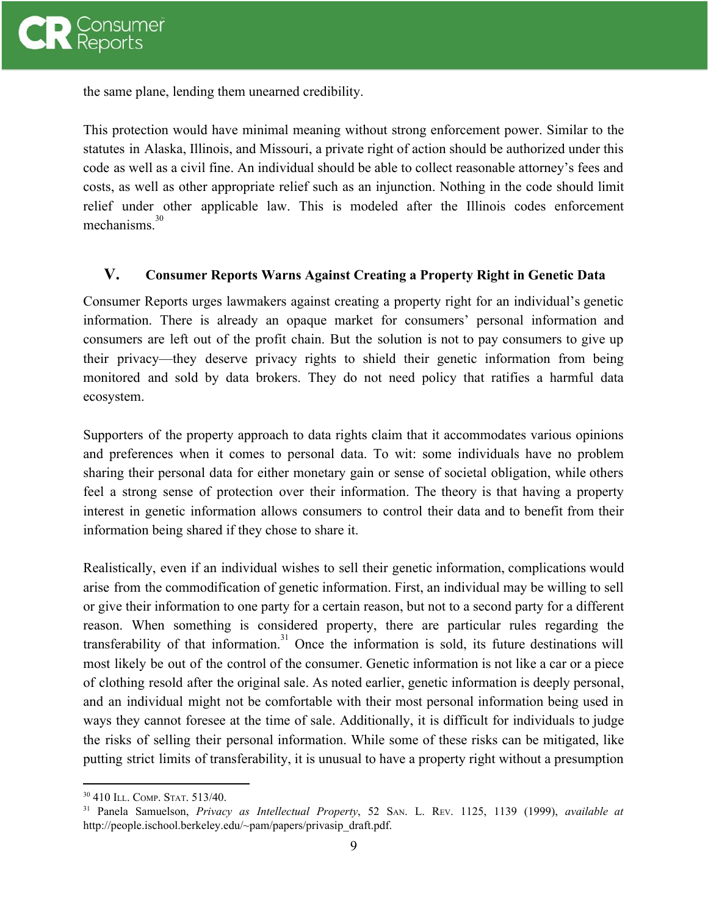the same plane, lending them unearned credibility.

This protection would have minimal meaning without strong enforcement power. Similar to the statutes in Alaska, Illinois, and Missouri, a private right of action should be authorized under this code as well as a civil fine. An individual should be able to collect reasonable attorney's fees and costs, as well as other appropriate relief such as an injunction. Nothing in the code should limit relief under other applicable law. This is modeled after the Illinois codes enforcement mechanisms.[30]

## V. Consumer Reports Warns Against Creating a Property Right in Genetic Data

Consumer Reports urges lawmakers against creating a property right for an individual's genetic information. There is already an opaque market for consumers' personal information and consumers are left out of the profit chain. But the solution is not to pay consumers to give up their privacy—they deserve privacy rights to shield their genetic information from being monitored and sold by data brokers. They do not need policy that ratifies a harmful data ecosystem.

Supporters of the property approach to data rights claim that it accommodates various opinions and preferences when it comes to personal data. To wit: some individuals have no problem sharing their personal data for either monetary gain or sense of societal obligation, while others feel a strong sense of protection over their information. The theory is that having a property interest in genetic information allows consumers to control their data and to benefit from their information being shared if they chose to share it.

Realistically, even if an individual wishes to sell their genetic information, complications would arise from the commodification of genetic information. First, an individual may be willing to sell or give their information to one party for a certain reason, but not to a second party for a different reason. When something is considered property, there are particular rules regarding the transferability of that information.[31] Once the information is sold, its future destinations will most likely be out of the control of the consumer. Genetic information is not like a car or a piece of clothing resold after the original sale. As noted earlier, genetic information is deeply personal, and an individual might not be comfortable with their most personal information being used in ways they cannot foresee at the time of sale. Additionally, it is difficult for individuals to judge the risks of selling their personal information. While some of these risks can be mitigated, like putting strict limits of transferability, it is unusual to have a property right without a presumption

---

[30] 410 Ill. Comp. Stat. 513/40.

[31] Panela Samuelson, *Privacy as Intellectual Property*, 52 San. L. Rev. 1125, 1139 (1999), *available at* http://people.ischool.berkeley.edu/~pam/papers/privasip_draft.pdf.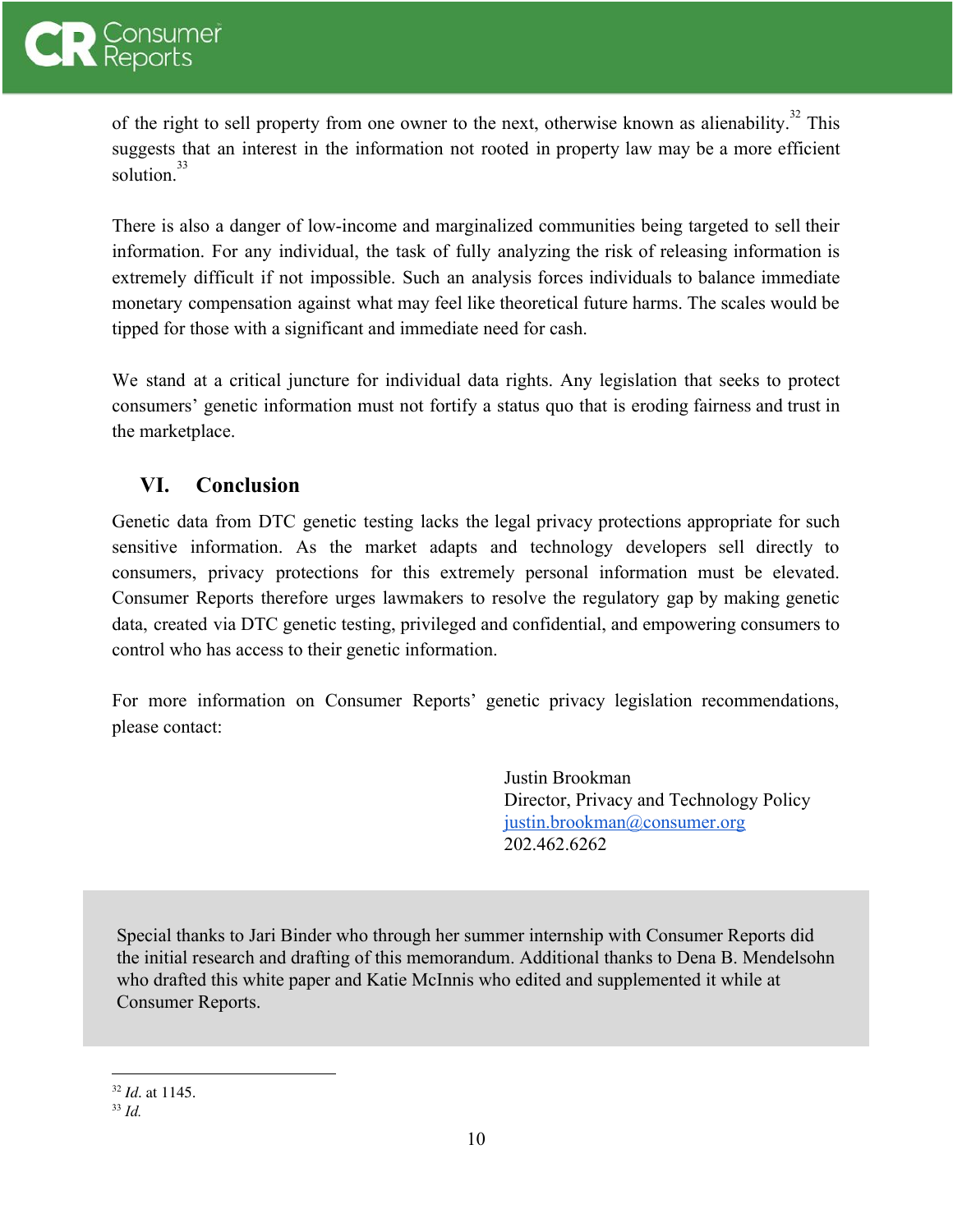of the right to sell property from one owner to the next, otherwise known as alienability.[32] This suggests that an interest in the information not rooted in property law may be a more efficient solution.[33]

There is also a danger of low-income and marginalized communities being targeted to sell their information. For any individual, the task of fully analyzing the risk of releasing information is extremely difficult if not impossible. Such an analysis forces individuals to balance immediate monetary compensation against what may feel like theoretical future harms. The scales would be tipped for those with a significant and immediate need for cash.

We stand at a critical juncture for individual data rights. Any legislation that seeks to protect consumers' genetic information must not fortify a status quo that is eroding fairness and trust in the marketplace.

## VI. Conclusion

Genetic data from DTC genetic testing lacks the legal privacy protections appropriate for such sensitive information. As the market adapts and technology developers sell directly to consumers, privacy protections for this extremely personal information must be elevated. Consumer Reports therefore urges lawmakers to resolve the regulatory gap by making genetic data, created via DTC genetic testing, privileged and confidential, and empowering consumers to control who has access to their genetic information.

For more information on Consumer Reports' genetic privacy legislation recommendations, please contact:

Justin Brookman
Director, Privacy and Technology Policy
justin.brookman@consumer.org
202.462.6262

> Special thanks to Jari Binder who through her summer internship with Consumer Reports did the initial research and drafting of this memorandum. Additional thanks to Dena B. Mendelsohn who drafted this white paper and Katie McInnis who edited and supplemented it while at Consumer Reports.

---

[32] *Id*. at 1145.

[33] *Id.*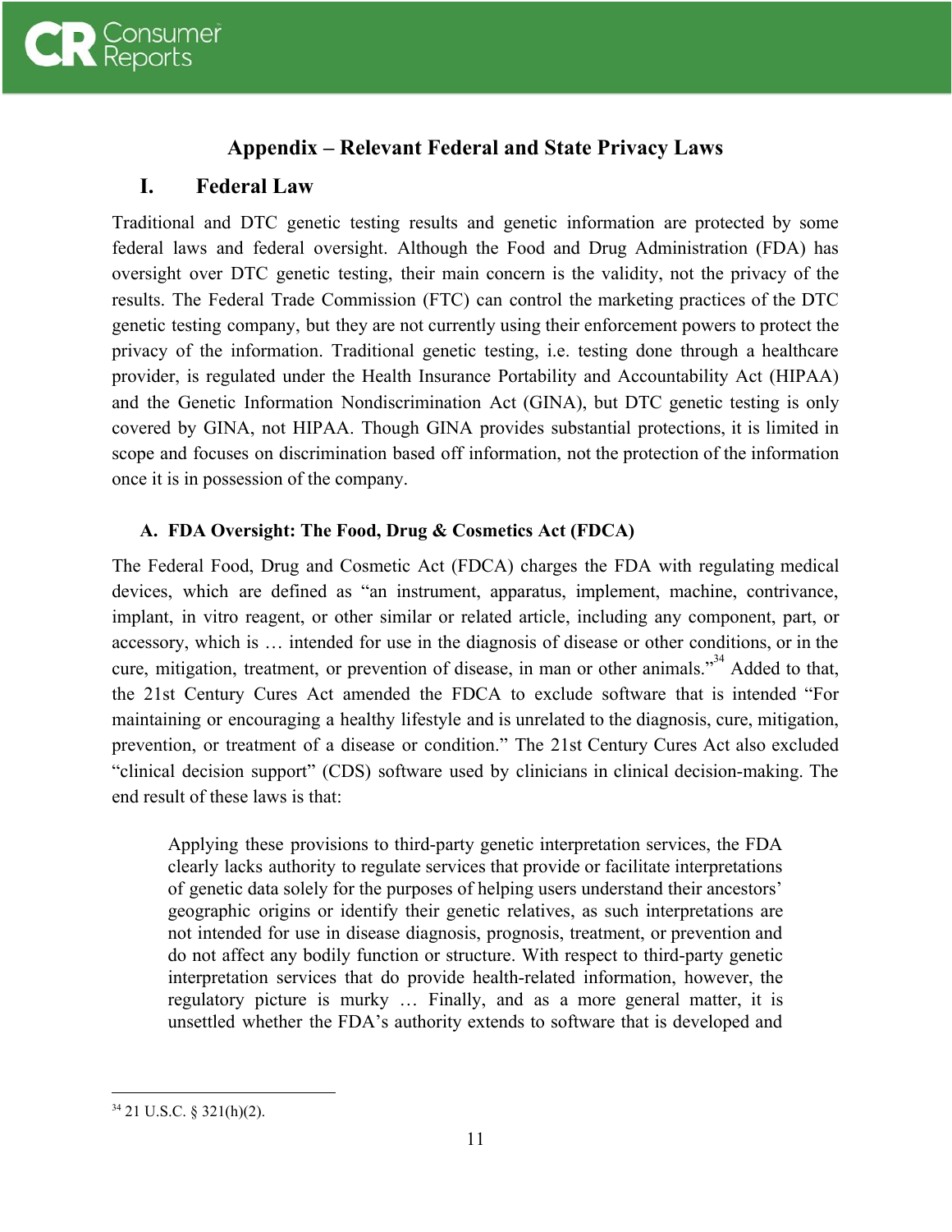# Appendix – Relevant Federal and State Privacy Laws

## I. Federal Law

Traditional and DTC genetic testing results and genetic information are protected by some federal laws and federal oversight. Although the Food and Drug Administration (FDA) has oversight over DTC genetic testing, their main concern is the validity, not the privacy of the results. The Federal Trade Commission (FTC) can control the marketing practices of the DTC genetic testing company, but they are not currently using their enforcement powers to protect the privacy of the information. Traditional genetic testing, i.e. testing done through a healthcare provider, is regulated under the Health Insurance Portability and Accountability Act (HIPAA) and the Genetic Information Nondiscrimination Act (GINA), but DTC genetic testing is only covered by GINA, not HIPAA. Though GINA provides substantial protections, it is limited in scope and focuses on discrimination based off information, not the protection of the information once it is in possession of the company.

### A. FDA Oversight: The Food, Drug & Cosmetics Act (FDCA)

The Federal Food, Drug and Cosmetic Act (FDCA) charges the FDA with regulating medical devices, which are defined as "an instrument, apparatus, implement, machine, contrivance, implant, in vitro reagent, or other similar or related article, including any component, part, or accessory, which is … intended for use in the diagnosis of disease or other conditions, or in the cure, mitigation, treatment, or prevention of disease, in man or other animals."[34] Added to that, the 21st Century Cures Act amended the FDCA to exclude software that is intended "For maintaining or encouraging a healthy lifestyle and is unrelated to the diagnosis, cure, mitigation, prevention, or treatment of a disease or condition." The 21st Century Cures Act also excluded "clinical decision support" (CDS) software used by clinicians in clinical decision-making. The end result of these laws is that:

> Applying these provisions to third-party genetic interpretation services, the FDA clearly lacks authority to regulate services that provide or facilitate interpretations of genetic data solely for the purposes of helping users understand their ancestors' geographic origins or identify their genetic relatives, as such interpretations are not intended for use in disease diagnosis, prognosis, treatment, or prevention and do not affect any bodily function or structure. With respect to third-party genetic interpretation services that do provide health-related information, however, the regulatory picture is murky … Finally, and as a more general matter, it is unsettled whether the FDA's authority extends to software that is developed and

[34] 21 U.S.C. § 321(h)(2).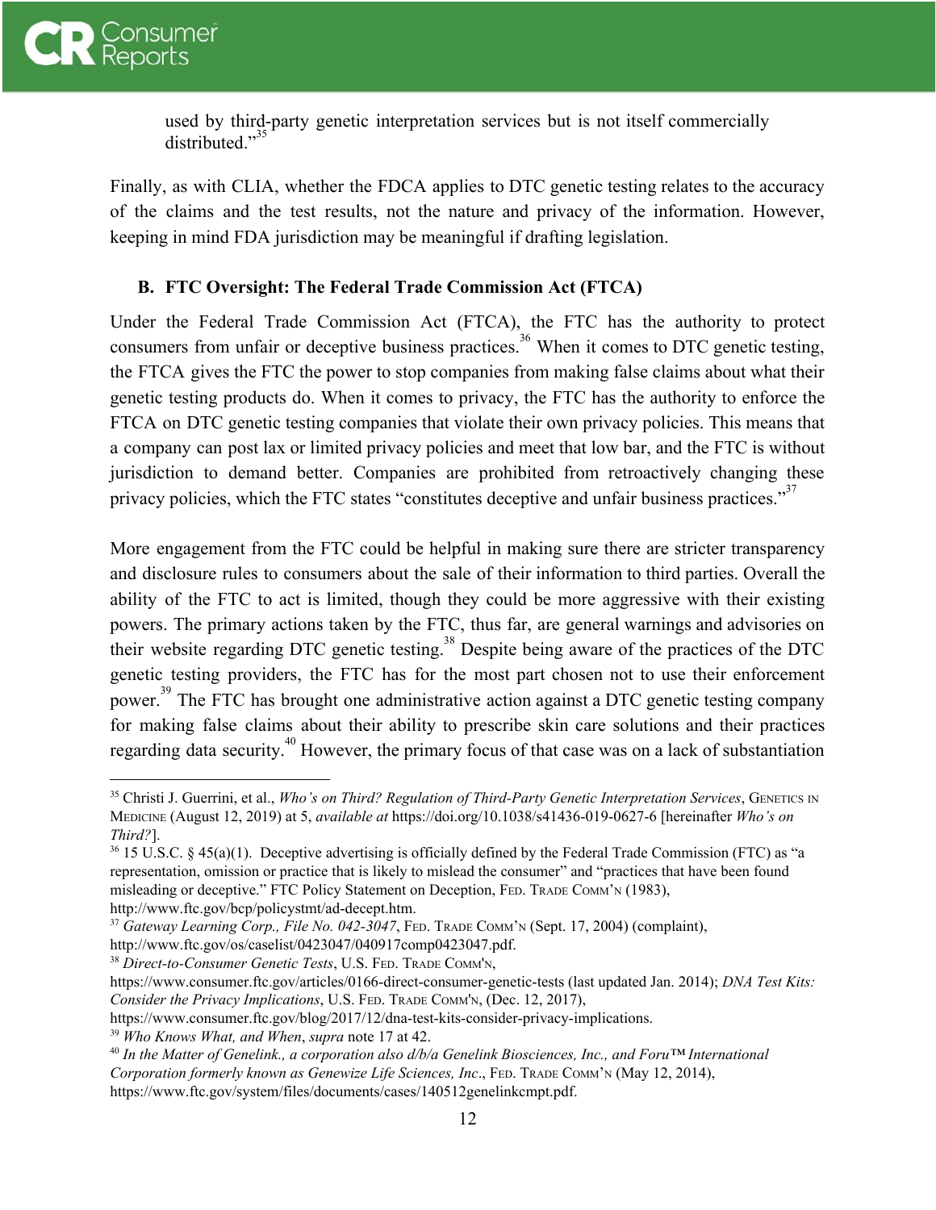used by third-party genetic interpretation services but is not itself commercially distributed."[35]

Finally, as with CLIA, whether the FDCA applies to DTC genetic testing relates to the accuracy of the claims and the test results, not the nature and privacy of the information. However, keeping in mind FDA jurisdiction may be meaningful if drafting legislation.

### B. FTC Oversight: The Federal Trade Commission Act (FTCA)

Under the Federal Trade Commission Act (FTCA), the FTC has the authority to protect consumers from unfair or deceptive business practices.[36] When it comes to DTC genetic testing, the FTCA gives the FTC the power to stop companies from making false claims about what their genetic testing products do. When it comes to privacy, the FTC has the authority to enforce the FTCA on DTC genetic testing companies that violate their own privacy policies. This means that a company can post lax or limited privacy policies and meet that low bar, and the FTC is without jurisdiction to demand better. Companies are prohibited from retroactively changing these privacy policies, which the FTC states "constitutes deceptive and unfair business practices."[37]

More engagement from the FTC could be helpful in making sure there are stricter transparency and disclosure rules to consumers about the sale of their information to third parties. Overall the ability of the FTC to act is limited, though they could be more aggressive with their existing powers. The primary actions taken by the FTC, thus far, are general warnings and advisories on their website regarding DTC genetic testing.[38] Despite being aware of the practices of the DTC genetic testing providers, the FTC has for the most part chosen not to use their enforcement power.[39] The FTC has brought one administrative action against a DTC genetic testing company for making false claims about their ability to prescribe skin care solutions and their practices regarding data security.[40] However, the primary focus of that case was on a lack of substantiation

---

[35] Christi J. Guerrini, et al., *Who's on Third? Regulation of Third-Party Genetic Interpretation Services*, GENETICS IN MEDICINE (August 12, 2019) at 5, *available at* https://doi.org/10.1038/s41436-019-0627-6 [hereinafter *Who's on Third?*].

[36] 15 U.S.C. § 45(a)(1). Deceptive advertising is officially defined by the Federal Trade Commission (FTC) as "a representation, omission or practice that is likely to mislead the consumer" and "practices that have been found misleading or deceptive." FTC Policy Statement on Deception, FED. TRADE COMM'N (1983), http://www.ftc.gov/bcp/policystmt/ad-decept.htm.

[37] *Gateway Learning Corp., File No. 042-3047*, FED. TRADE COMM'N (Sept. 17, 2004) (complaint), http://www.ftc.gov/os/caselist/0423047/040917comp0423047.pdf.

[38] *Direct-to-Consumer Genetic Tests*, U.S. FED. TRADE COMM'N, https://www.consumer.ftc.gov/articles/0166-direct-consumer-genetic-tests (last updated Jan. 2014); *DNA Test Kits: Consider the Privacy Implications*, U.S. FED. TRADE COMM'N, (Dec. 12, 2017), https://www.consumer.ftc.gov/blog/2017/12/dna-test-kits-consider-privacy-implications.

[39] *Who Knows What, and When*, *supra* note 17 at 42.

[40] *In the Matter of Genelink., a corporation also d/b/a Genelink Biosciences, Inc., and Foru™ International Corporation formerly known as Genewize Life Sciences, Inc.*, FED. TRADE COMM'N (May 12, 2014), https://www.ftc.gov/system/files/documents/cases/140512genelinkcmpt.pdf.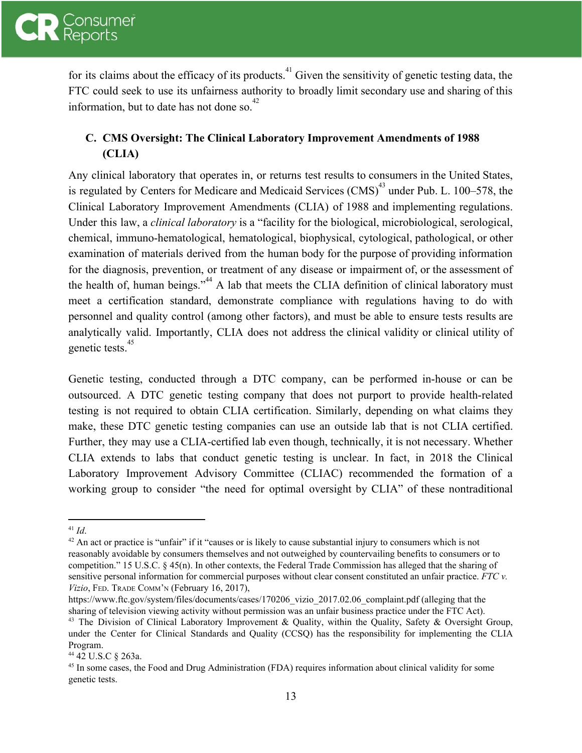for its claims about the efficacy of its products.[41] Given the sensitivity of genetic testing data, the FTC could seek to use its unfairness authority to broadly limit secondary use and sharing of this information, but to date has not done so.[42]

### C. CMS Oversight: The Clinical Laboratory Improvement Amendments of 1988 (CLIA)

Any clinical laboratory that operates in, or returns test results to consumers in the United States, is regulated by Centers for Medicare and Medicaid Services (CMS)[43] under Pub. L. 100–578, the Clinical Laboratory Improvement Amendments (CLIA) of 1988 and implementing regulations. Under this law, a *clinical laboratory* is a "facility for the biological, microbiological, serological, chemical, immuno-hematological, hematological, biophysical, cytological, pathological, or other examination of materials derived from the human body for the purpose of providing information for the diagnosis, prevention, or treatment of any disease or impairment of, or the assessment of the health of, human beings."[44] A lab that meets the CLIA definition of clinical laboratory must meet a certification standard, demonstrate compliance with regulations having to do with personnel and quality control (among other factors), and must be able to ensure tests results are analytically valid. Importantly, CLIA does not address the clinical validity or clinical utility of genetic tests.[45]

Genetic testing, conducted through a DTC company, can be performed in-house or can be outsourced. A DTC genetic testing company that does not purport to provide health-related testing is not required to obtain CLIA certification. Similarly, depending on what claims they make, these DTC genetic testing companies can use an outside lab that is not CLIA certified. Further, they may use a CLIA-certified lab even though, technically, it is not necessary. Whether CLIA extends to labs that conduct genetic testing is unclear. In fact, in 2018 the Clinical Laboratory Improvement Advisory Committee (CLIAC) recommended the formation of a working group to consider "the need for optimal oversight by CLIA" of these nontraditional

---

[41] *Id.*

[42] An act or practice is "unfair" if it "causes or is likely to cause substantial injury to consumers which is not reasonably avoidable by consumers themselves and not outweighed by countervailing benefits to consumers or to competition." 15 U.S.C. § 45(n). In other contexts, the Federal Trade Commission has alleged that the sharing of sensitive personal information for commercial purposes without clear consent constituted an unfair practice. *FTC v. Vizio*, FED. TRADE COMM'N (February 16, 2017), https://www.ftc.gov/system/files/documents/cases/170206_vizio_2017.02.06_complaint.pdf (alleging that the sharing of television viewing activity without permission was an unfair business practice under the FTC Act).

[43] The Division of Clinical Laboratory Improvement & Quality, within the Quality, Safety & Oversight Group, under the Center for Clinical Standards and Quality (CCSQ) has the responsibility for implementing the CLIA Program.

[44] 42 U.S.C § 263a.

[45] In some cases, the Food and Drug Administration (FDA) requires information about clinical validity for some genetic tests.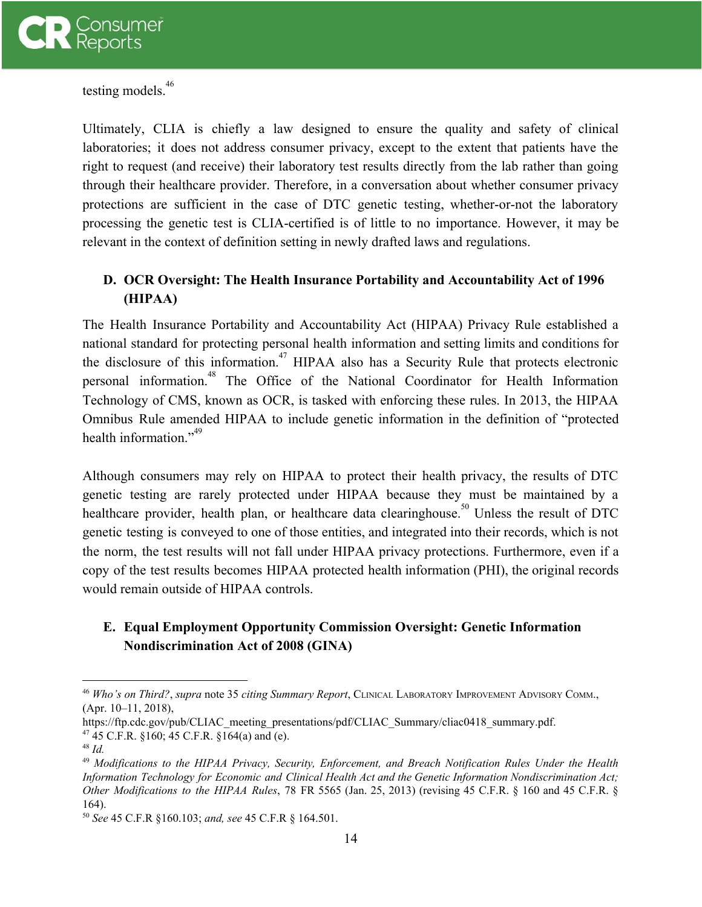testing models.[46]

Ultimately, CLIA is chiefly a law designed to ensure the quality and safety of clinical laboratories; it does not address consumer privacy, except to the extent that patients have the right to request (and receive) their laboratory test results directly from the lab rather than going through their healthcare provider. Therefore, in a conversation about whether consumer privacy protections are sufficient in the case of DTC genetic testing, whether-or-not the laboratory processing the genetic test is CLIA-certified is of little to no importance. However, it may be relevant in the context of definition setting in newly drafted laws and regulations.

### D. OCR Oversight: The Health Insurance Portability and Accountability Act of 1996 (HIPAA)

The Health Insurance Portability and Accountability Act (HIPAA) Privacy Rule established a national standard for protecting personal health information and setting limits and conditions for the disclosure of this information.[47] HIPAA also has a Security Rule that protects electronic personal information.[48] The Office of the National Coordinator for Health Information Technology of CMS, known as OCR, is tasked with enforcing these rules. In 2013, the HIPAA Omnibus Rule amended HIPAA to include genetic information in the definition of "protected health information."[49]

Although consumers may rely on HIPAA to protect their health privacy, the results of DTC genetic testing are rarely protected under HIPAA because they must be maintained by a healthcare provider, health plan, or healthcare data clearinghouse.[50] Unless the result of DTC genetic testing is conveyed to one of those entities, and integrated into their records, which is not the norm, the test results will not fall under HIPAA privacy protections. Furthermore, even if a copy of the test results becomes HIPAA protected health information (PHI), the original records would remain outside of HIPAA controls.

### E. Equal Employment Opportunity Commission Oversight: Genetic Information Nondiscrimination Act of 2008 (GINA)

---

[46] *Who's on Third?*, *supra* note 35 *citing Summary Report*, Clinical Laboratory Improvement Advisory Comm., (Apr. 10–11, 2018), https://ftp.cdc.gov/pub/CLIAC_meeting_presentations/pdf/CLIAC_Summary/cliac0418_summary.pdf.

[47] 45 C.F.R. §160; 45 C.F.R. §164(a) and (e).

[48] *Id.*

[49] *Modifications to the HIPAA Privacy, Security, Enforcement, and Breach Notification Rules Under the Health Information Technology for Economic and Clinical Health Act and the Genetic Information Nondiscrimination Act; Other Modifications to the HIPAA Rules*, 78 FR 5565 (Jan. 25, 2013) (revising 45 C.F.R. § 160 and 45 C.F.R. § 164).

[50] *See* 45 C.F.R §160.103; *and, see* 45 C.F.R § 164.501.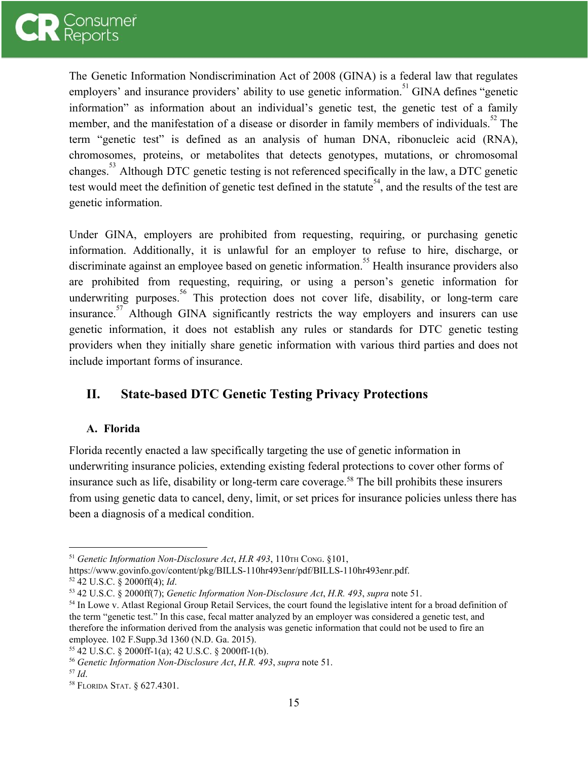The Genetic Information Nondiscrimination Act of 2008 (GINA) is a federal law that regulates employers' and insurance providers' ability to use genetic information.[51] GINA defines "genetic information" as information about an individual's genetic test, the genetic test of a family member, and the manifestation of a disease or disorder in family members of individuals.[52] The term "genetic test" is defined as an analysis of human DNA, ribonucleic acid (RNA), chromosomes, proteins, or metabolites that detects genotypes, mutations, or chromosomal changes.[53] Although DTC genetic testing is not referenced specifically in the law, a DTC genetic test would meet the definition of genetic test defined in the statute[54], and the results of the test are genetic information.

Under GINA, employers are prohibited from requesting, requiring, or purchasing genetic information. Additionally, it is unlawful for an employer to refuse to hire, discharge, or discriminate against an employee based on genetic information.[55] Health insurance providers also are prohibited from requesting, requiring, or using a person's genetic information for underwriting purposes.[56] This protection does not cover life, disability, or long-term care insurance.[57] Although GINA significantly restricts the way employers and insurers can use genetic information, it does not establish any rules or standards for DTC genetic testing providers when they initially share genetic information with various third parties and does not include important forms of insurance.

## II. State-based DTC Genetic Testing Privacy Protections

### A. Florida

Florida recently enacted a law specifically targeting the use of genetic information in underwriting insurance policies, extending existing federal protections to cover other forms of insurance such as life, disability or long-term care coverage.[58] The bill prohibits these insurers from using genetic data to cancel, deny, limit, or set prices for insurance policies unless there has been a diagnosis of a medical condition.

---

[51] *Genetic Information Non-Disclosure Act*, *H.R 493*, 110TH CONG. §101, https://www.govinfo.gov/content/pkg/BILLS-110hr493enr/pdf/BILLS-110hr493enr.pdf.

[52] 42 U.S.C. § 2000ff(4); *Id*.

[53] 42 U.S.C. § 2000ff(7); *Genetic Information Non-Disclosure Act*, *H.R. 493*, *supra* note 51.

[54] In Lowe v. Atlast Regional Group Retail Services, the court found the legislative intent for a broad definition of the term "genetic test." In this case, fecal matter analyzed by an employer was considered a genetic test, and therefore the information derived from the analysis was genetic information that could not be used to fire an employee. 102 F.Supp.3d 1360 (N.D. Ga. 2015).

[55] 42 U.S.C. § 2000ff-1(a); 42 U.S.C. § 2000ff-1(b).

[56] *Genetic Information Non-Disclosure Act*, *H.R. 493*, *supra* note 51.

[57] *Id*.

[58] FLORIDA STAT. § 627.4301.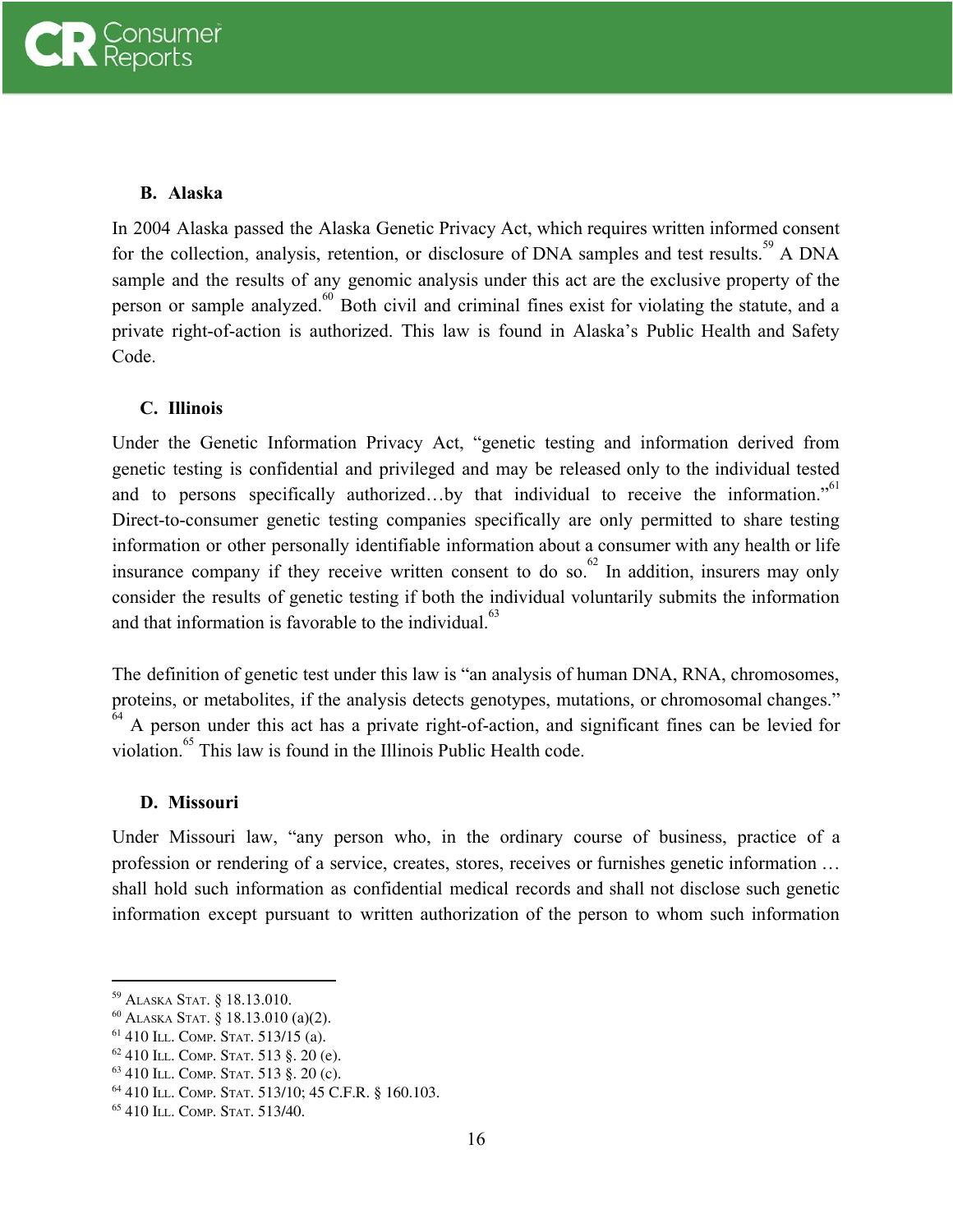### B. Alaska

In 2004 Alaska passed the Alaska Genetic Privacy Act, which requires written informed consent for the collection, analysis, retention, or disclosure of DNA samples and test results.[59] A DNA sample and the results of any genomic analysis under this act are the exclusive property of the person or sample analyzed.[60] Both civil and criminal fines exist for violating the statute, and a private right-of-action is authorized. This law is found in Alaska's Public Health and Safety Code.

### C. Illinois

Under the Genetic Information Privacy Act, "genetic testing and information derived from genetic testing is confidential and privileged and may be released only to the individual tested and to persons specifically authorized…by that individual to receive the information."[61] Direct-to-consumer genetic testing companies specifically are only permitted to share testing information or other personally identifiable information about a consumer with any health or life insurance company if they receive written consent to do so.[62] In addition, insurers may only consider the results of genetic testing if both the individual voluntarily submits the information and that information is favorable to the individual.[63]

The definition of genetic test under this law is "an analysis of human DNA, RNA, chromosomes, proteins, or metabolites, if the analysis detects genotypes, mutations, or chromosomal changes."[64] A person under this act has a private right-of-action, and significant fines can be levied for violation.[65] This law is found in the Illinois Public Health code.

### D. Missouri

Under Missouri law, "any person who, in the ordinary course of business, practice of a profession or rendering of a service, creates, stores, receives or furnishes genetic information … shall hold such information as confidential medical records and shall not disclose such genetic information except pursuant to written authorization of the person to whom such information

---

[59] ALASKA STAT. § 18.13.010.

[60] ALASKA STAT. § 18.13.010 (a)(2).

[61] 410 ILL. COMP. STAT. 513/15 (a).

[62] 410 ILL. COMP. STAT. 513 §. 20 (e).

[63] 410 ILL. COMP. STAT. 513 §. 20 (c).

[64] 410 ILL. COMP. STAT. 513/10; 45 C.F.R. § 160.103.

[65] 410 ILL. COMP. STAT. 513/40.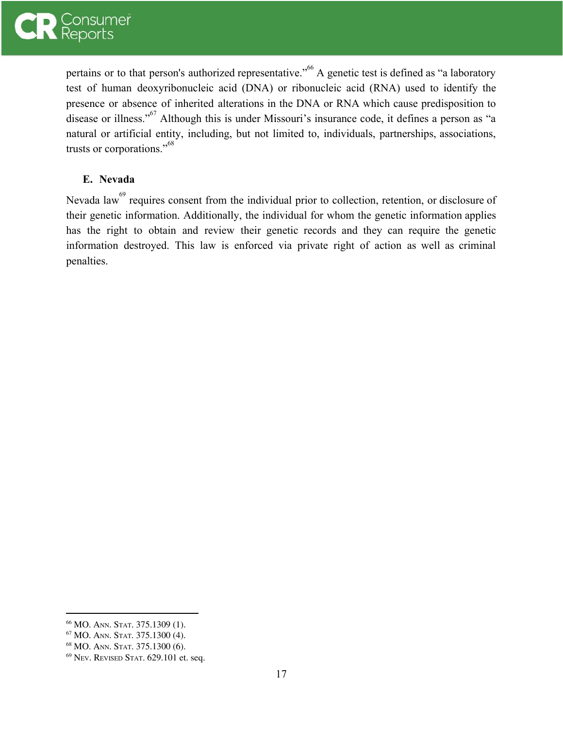pertains or to that person's authorized representative."[66] A genetic test is defined as "a laboratory test of human deoxyribonucleic acid (DNA) or ribonucleic acid (RNA) used to identify the presence or absence of inherited alterations in the DNA or RNA which cause predisposition to disease or illness."[67] Although this is under Missouri's insurance code, it defines a person as "a natural or artificial entity, including, but not limited to, individuals, partnerships, associations, trusts or corporations."[68]

### E. Nevada

Nevada law[69] requires consent from the individual prior to collection, retention, or disclosure of their genetic information. Additionally, the individual for whom the genetic information applies has the right to obtain and review their genetic records and they can require the genetic information destroyed. This law is enforced via private right of action as well as criminal penalties.

---

[66] MO. ANN. STAT. 375.1309 (1).

[67] MO. ANN. STAT. 375.1300 (4).

[68] MO. ANN. STAT. 375.1300 (6).

[69] NEV. REVISED STAT. 629.101 et. seq.